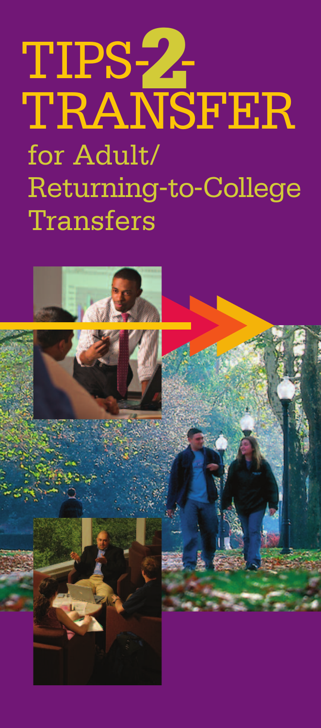# TIPS-2-TRANSFER

## for Adult/ Returning-to-College Transfers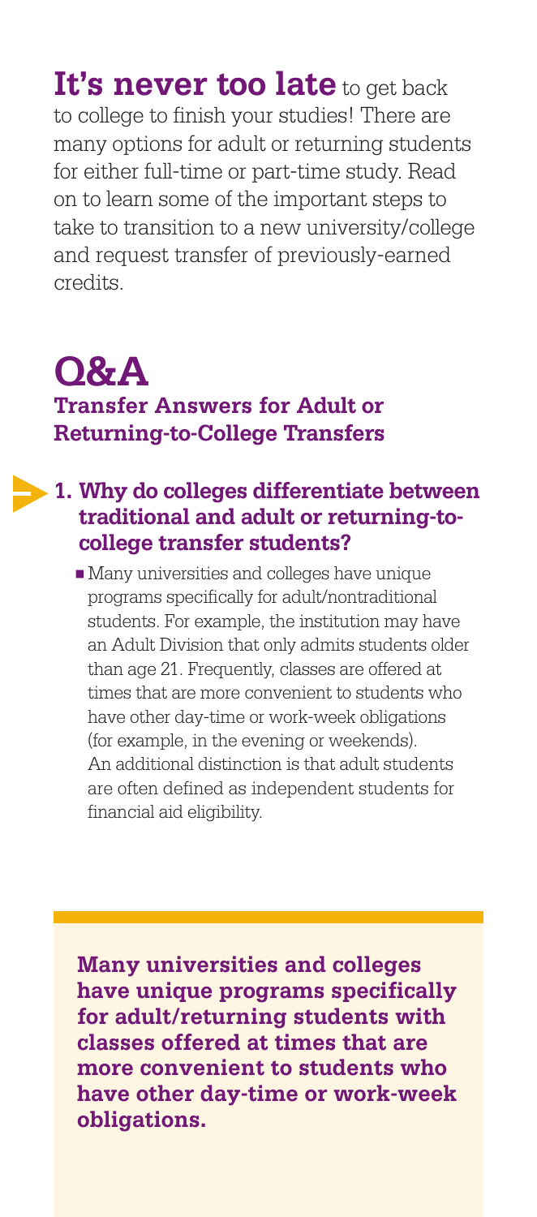**It's never too late** to get back to college to finish your studies! There are many options for adult or returning students for either full-time or part-time study. Read on to learn some of the important steps to take to transition to a new university/college and request transfer of previously-earned credits.

# Q&A

## Transfer Answers for Adult or Returning-to-College Transfers

### 1. Why do colleges differentiate between traditional and adult or returning-to-college transfer students?

- Many universities and colleges have unique programs specifically for adult/nontraditional students. For example, the institution may have an Adult Division that only admits students older than age 21. Frequently, classes are offered at times that are more convenient to students who have other day-time or work-week obligations (for example, in the evening or weekends). An additional distinction is that adult students are often defined as independent students for financial aid eligibility.

**Many universities and colleges have unique programs specifically for adult/returning students with classes offered at times that are more convenient to students who have other day-time or work-week obligations.**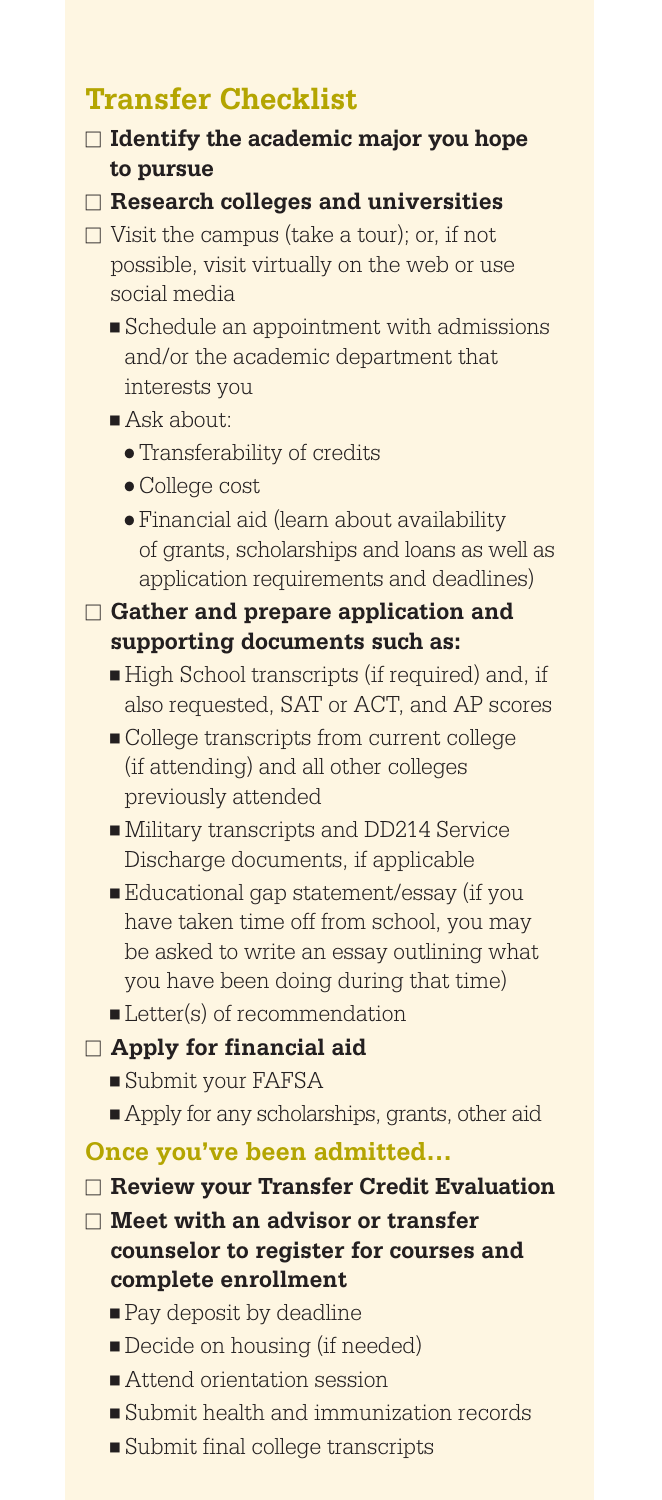## Transfer Checklist

- [ ] **Identify the academic major you hope to pursue**
- [ ] **Research colleges and universities**
- [ ] Visit the campus (take a tour); or, if not possible, visit virtually on the web or use social media
  - Schedule an appointment with admissions and/or the academic department that interests you
  - Ask about:
    - Transferability of credits
    - College cost
    - Financial aid (learn about availability of grants, scholarships and loans as well as application requirements and deadlines)
- [ ] **Gather and prepare application and supporting documents such as:**
  - High School transcripts (if required) and, if also requested, SAT or ACT, and AP scores
  - College transcripts from current college (if attending) and all other colleges previously attended
  - Military transcripts and DD214 Service Discharge documents, if applicable
  - Educational gap statement/essay (if you have taken time off from school, you may be asked to write an essay outlining what you have been doing during that time)
  - Letter(s) of recommendation
- [ ] **Apply for financial aid**
  - Submit your FAFSA
  - Apply for any scholarships, grants, other aid

### Once you've been admitted...

- [ ] **Review your Transfer Credit Evaluation**
- [ ] **Meet with an advisor or transfer counselor to register for courses and complete enrollment**
  - Pay deposit by deadline
  - Decide on housing (if needed)
  - Attend orientation session
  - Submit health and immunization records
  - Submit final college transcripts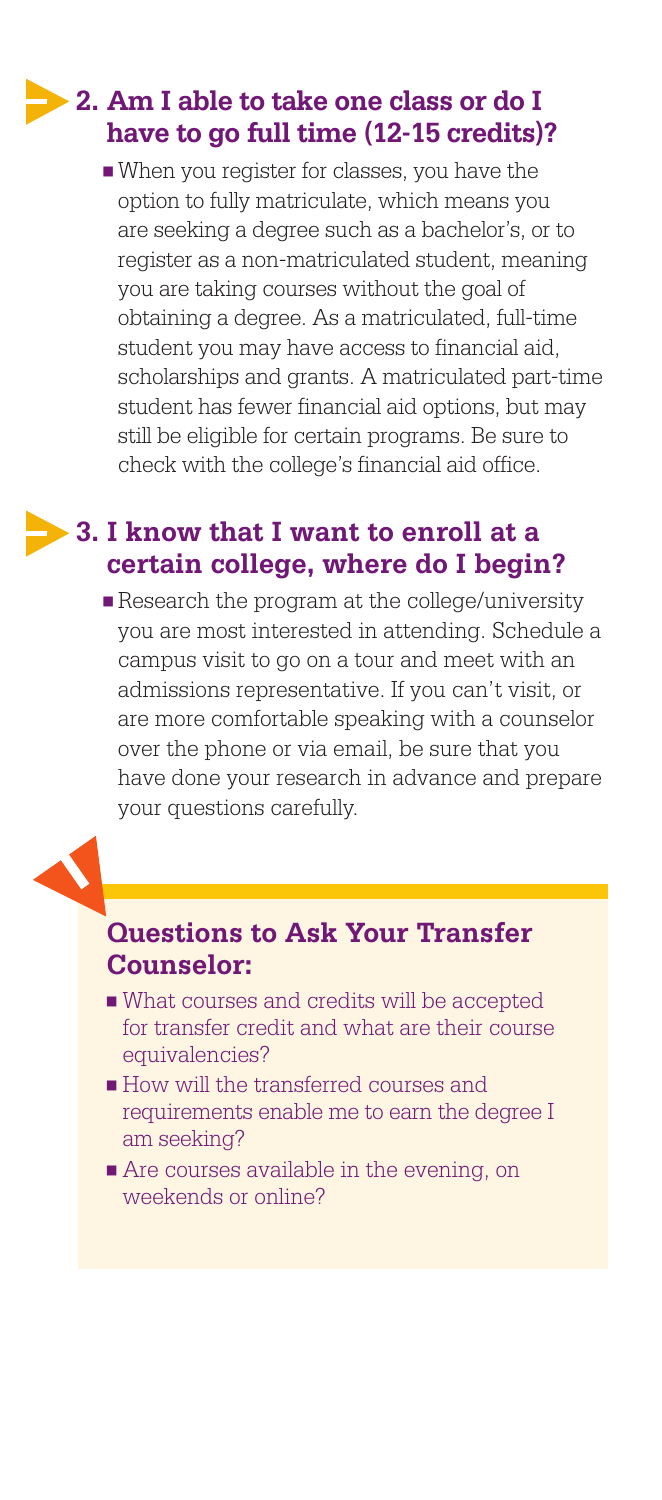## 2. Am I able to take one class or do I have to go full time (12-15 credits)?

- When you register for classes, you have the option to fully matriculate, which means you are seeking a degree such as a bachelor's, or to register as a non-matriculated student, meaning you are taking courses without the goal of obtaining a degree. As a matriculated, full-time student you may have access to financial aid, scholarships and grants. A matriculated part-time student has fewer financial aid options, but may still be eligible for certain programs. Be sure to check with the college's financial aid office.

## 3. I know that I want to enroll at a certain college, where do I begin?

- Research the program at the college/university you are most interested in attending. Schedule a campus visit to go on a tour and meet with an admissions representative. If you can't visit, or are more comfortable speaking with a counselor over the phone or via email, be sure that you have done your research in advance and prepare your questions carefully.

### Questions to Ask Your Transfer Counselor:

- What courses and credits will be accepted for transfer credit and what are their course equivalencies?
- How will the transferred courses and requirements enable me to earn the degree I am seeking?
- Are courses available in the evening, on weekends or online?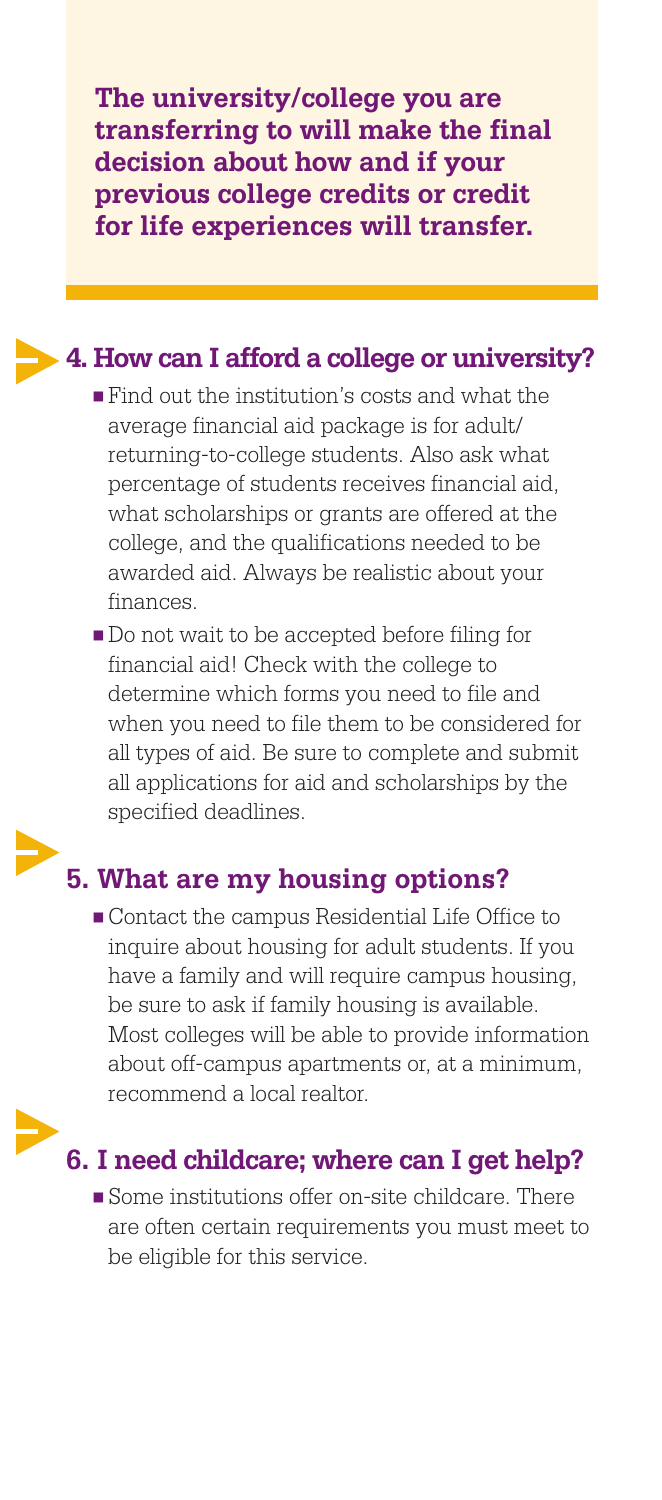**The university/college you are transferring to will make the final decision about how and if your previous college credits or credit for life experiences will transfer.**

## 4. How can I afford a college or university?

- Find out the institution's costs and what the average financial aid package is for adult/returning-to-college students. Also ask what percentage of students receives financial aid, what scholarships or grants are offered at the college, and the qualifications needed to be awarded aid. Always be realistic about your finances.
- Do not wait to be accepted before filing for financial aid! Check with the college to determine which forms you need to file and when you need to file them to be considered for all types of aid. Be sure to complete and submit all applications for aid and scholarships by the specified deadlines.

## 5. What are my housing options?

- Contact the campus Residential Life Office to inquire about housing for adult students. If you have a family and will require campus housing, be sure to ask if family housing is available. Most colleges will be able to provide information about off-campus apartments or, at a minimum, recommend a local realtor.

## 6. I need childcare; where can I get help?

- Some institutions offer on-site childcare. There are often certain requirements you must meet to be eligible for this service.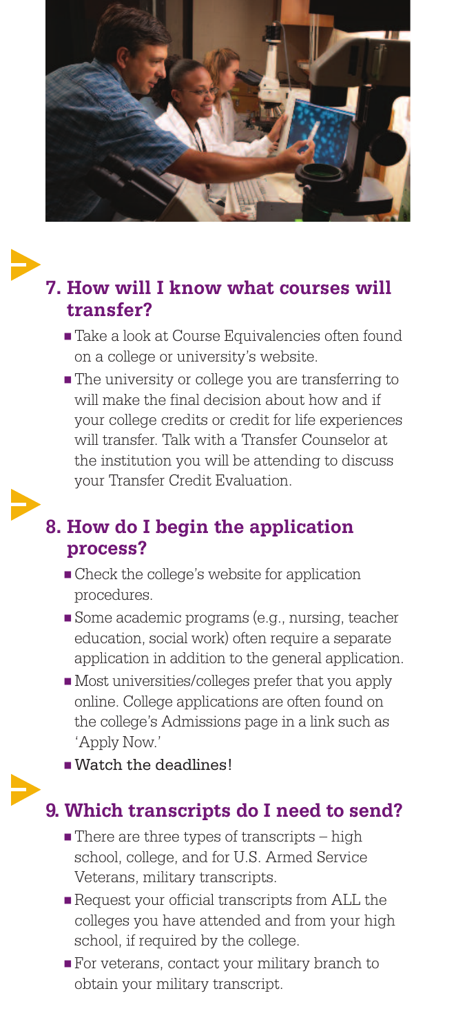## 7. How will I know what courses will transfer?

- Take a look at Course Equivalencies often found on a college or university's website.
- The university or college you are transferring to will make the final decision about how and if your college credits or credit for life experiences will transfer. Talk with a Transfer Counselor at the institution you will be attending to discuss your Transfer Credit Evaluation.

## 8. How do I begin the application process?

- Check the college's website for application procedures.
- Some academic programs (e.g., nursing, teacher education, social work) often require a separate application in addition to the general application.
- Most universities/colleges prefer that you apply online. College applications are often found on the college's Admissions page in a link such as 'Apply Now.'
- **Watch the deadlines!**

## 9. Which transcripts do I need to send?

- There are three types of transcripts – high school, college, and for U.S. Armed Service Veterans, military transcripts.
- Request your official transcripts from ALL the colleges you have attended and from your high school, if required by the college.
- For veterans, contact your military branch to obtain your military transcript.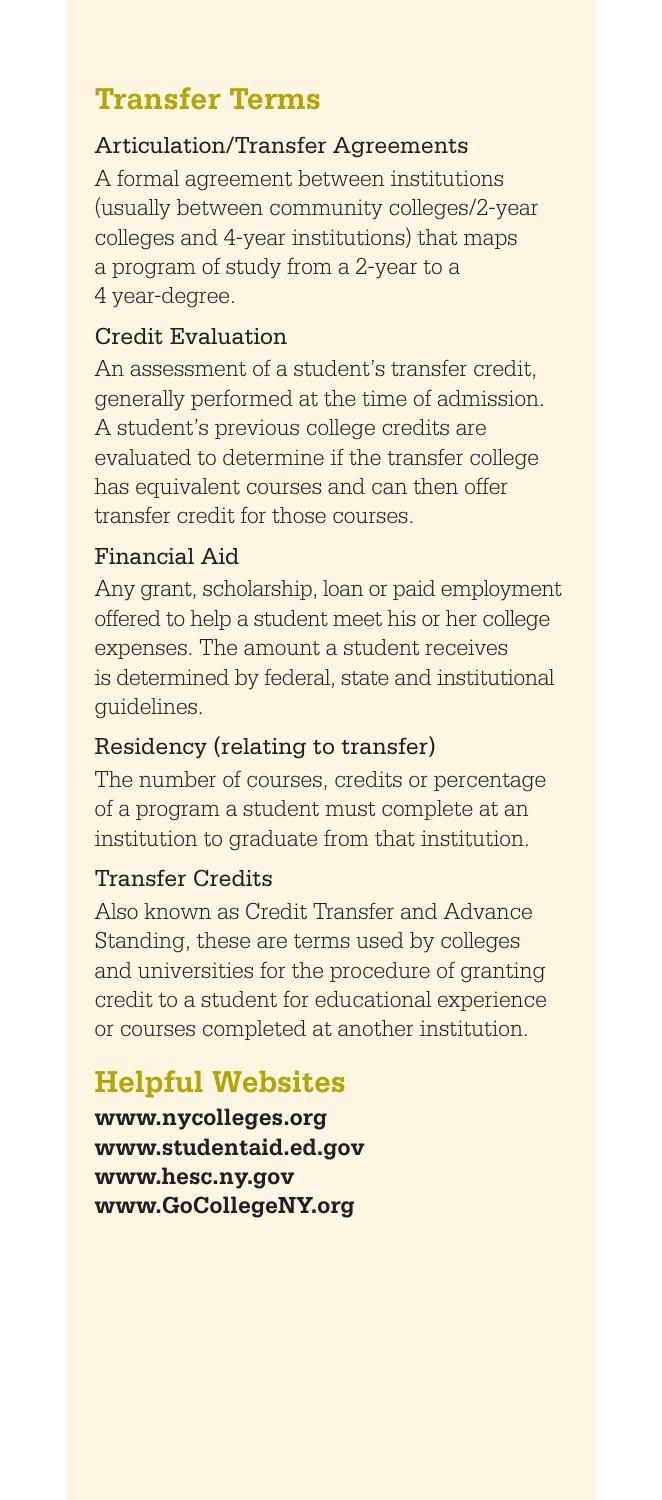## Transfer Terms

### Articulation/Transfer Agreements

A formal agreement between institutions (usually between community colleges/2-year colleges and 4-year institutions) that maps a program of study from a 2-year to a 4 year-degree.

### Credit Evaluation

An assessment of a student's transfer credit, generally performed at the time of admission. A student's previous college credits are evaluated to determine if the transfer college has equivalent courses and can then offer transfer credit for those courses.

### Financial Aid

Any grant, scholarship, loan or paid employment offered to help a student meet his or her college expenses. The amount a student receives is determined by federal, state and institutional guidelines.

### Residency (relating to transfer)

The number of courses, credits or percentage of a program a student must complete at an institution to graduate from that institution.

### Transfer Credits

Also known as Credit Transfer and Advance Standing, these are terms used by colleges and universities for the procedure of granting credit to a student for educational experience or courses completed at another institution.

## Helpful Websites

**www.nycolleges.org**
**www.studentaid.ed.gov**
**www.hesc.ny.gov**
**www.GoCollegeNY.org**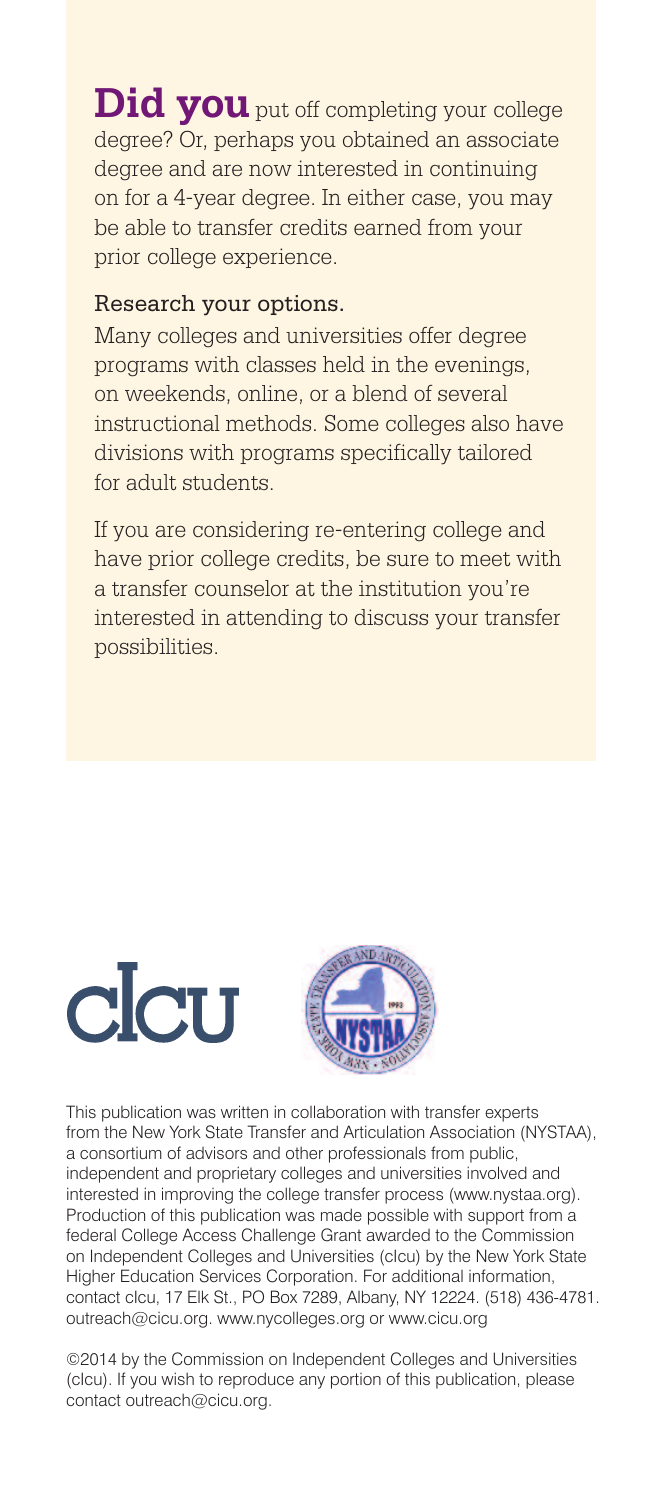**Did you** put off completing your college degree? Or, perhaps you obtained an associate degree and are now interested in continuing on for a 4-year degree. In either case, you may be able to transfer credits earned from your prior college experience.

### Research your options.

Many colleges and universities offer degree programs with classes held in the evenings, on weekends, online, or a blend of several instructional methods. Some colleges also have divisions with programs specifically tailored for adult students.

If you are considering re-entering college and have prior college credits, be sure to meet with a transfer counselor at the institution you're interested in attending to discuss your transfer possibilities.

cIcu

This publication was written in collaboration with transfer experts from the New York State Transfer and Articulation Association (NYSTAA), a consortium of advisors and other professionals from public, independent and proprietary colleges and universities involved and interested in improving the college transfer process (www.nystaa.org). Production of this publication was made possible with support from a federal College Access Challenge Grant awarded to the Commission on Independent Colleges and Universities (cIcu) by the New York State Higher Education Services Corporation. For additional information, contact cIcu, 17 Elk St., PO Box 7289, Albany, NY 12224. (518) 436-4781. outreach@cicu.org. www.nycolleges.org or www.cicu.org

©2014 by the Commission on Independent Colleges and Universities (cIcu). If you wish to reproduce any portion of this publication, please contact outreach@cicu.org.